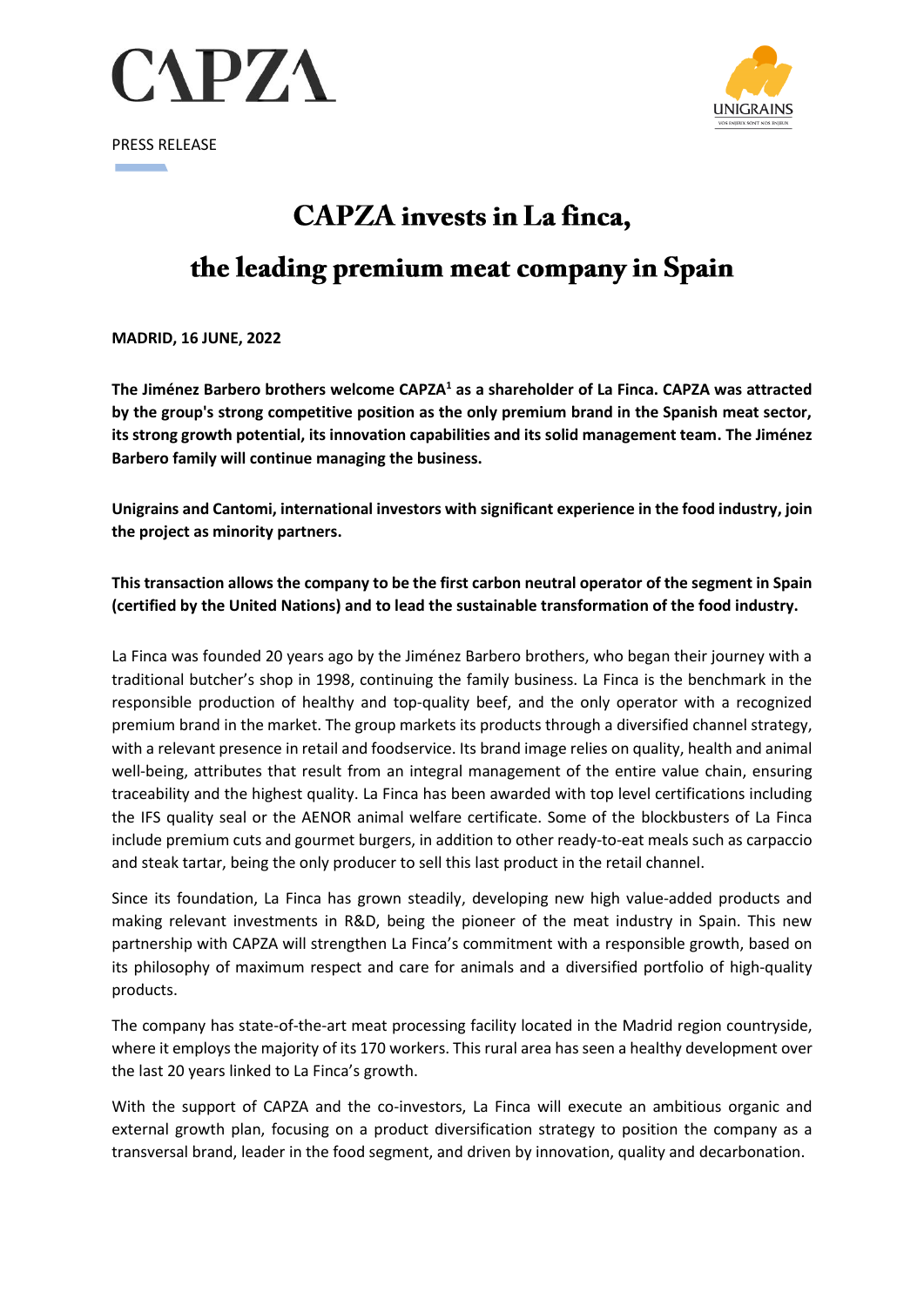PRESS RELEASE

# CAPZA invests in La finca, the leading premium meat company in Spain

**MADRID, 16 JUNE, 2022**

**The Jiménez Barbero brothers welcome CAPZA[1] as a shareholder of La Finca. CAPZA was attracted by the group's strong competitive position as the only premium brand in the Spanish meat sector, its strong growth potential, its innovation capabilities and its solid management team. The Jiménez Barbero family will continue managing the business.**

**Unigrains and Cantomi, international investors with significant experience in the food industry, join the project as minority partners.**

**This transaction allows the company to be the first carbon neutral operator of the segment in Spain (certified by the United Nations) and to lead the sustainable transformation of the food industry.**

La Finca was founded 20 years ago by the Jiménez Barbero brothers, who began their journey with a traditional butcher's shop in 1998, continuing the family business. La Finca is the benchmark in the responsible production of healthy and top-quality beef, and the only operator with a recognized premium brand in the market. The group markets its products through a diversified channel strategy, with a relevant presence in retail and foodservice. Its brand image relies on quality, health and animal well-being, attributes that result from an integral management of the entire value chain, ensuring traceability and the highest quality. La Finca has been awarded with top level certifications including the IFS quality seal or the AENOR animal welfare certificate. Some of the blockbusters of La Finca include premium cuts and gourmet burgers, in addition to other ready-to-eat meals such as carpaccio and steak tartar, being the only producer to sell this last product in the retail channel.

Since its foundation, La Finca has grown steadily, developing new high value-added products and making relevant investments in R&D, being the pioneer of the meat industry in Spain. This new partnership with CAPZA will strengthen La Finca's commitment with a responsible growth, based on its philosophy of maximum respect and care for animals and a diversified portfolio of high-quality products.

The company has state-of-the-art meat processing facility located in the Madrid region countryside, where it employs the majority of its 170 workers. This rural area has seen a healthy development over the last 20 years linked to La Finca's growth.

With the support of CAPZA and the co-investors, La Finca will execute an ambitious organic and external growth plan, focusing on a product diversification strategy to position the company as a transversal brand, leader in the food segment, and driven by innovation, quality and decarbonation.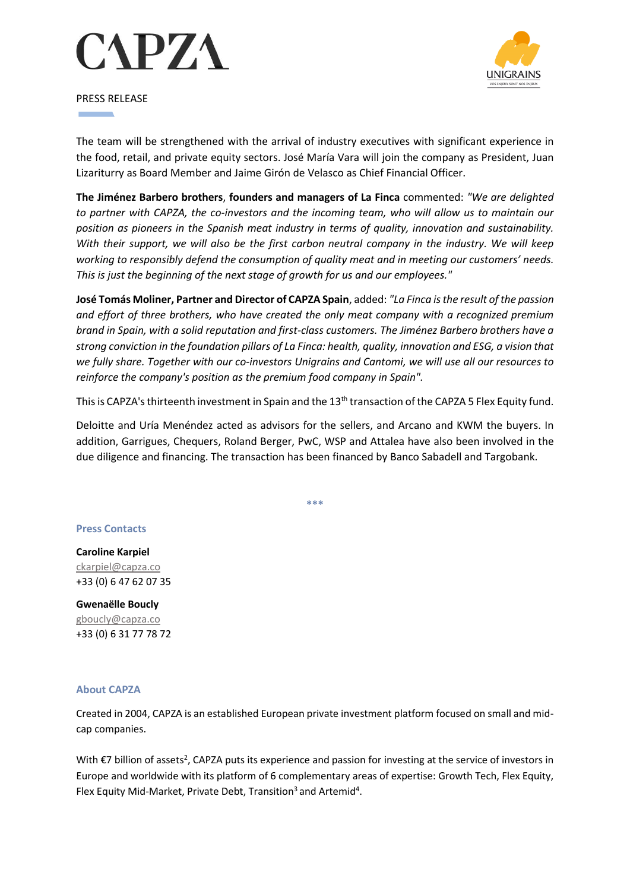PRESS RELEASE

The team will be strengthened with the arrival of industry executives with significant experience in the food, retail, and private equity sectors. José María Vara will join the company as President, Juan Lizariturry as Board Member and Jaime Girón de Velasco as Chief Financial Officer.

**The Jiménez Barbero brothers**, **founders and managers of La Finca** commented: *"We are delighted to partner with CAPZA, the co-investors and the incoming team, who will allow us to maintain our position as pioneers in the Spanish meat industry in terms of quality, innovation and sustainability. With their support, we will also be the first carbon neutral company in the industry. We will keep working to responsibly defend the consumption of quality meat and in meeting our customers' needs. This is just the beginning of the next stage of growth for us and our employees."*

**José Tomás Moliner, Partner and Director of CAPZA Spain**, added: *"La Finca is the result of the passion and effort of three brothers, who have created the only meat company with a recognized premium brand in Spain, with a solid reputation and first-class customers. The Jiménez Barbero brothers have a strong conviction in the foundation pillars of La Finca: health, quality, innovation and ESG, a vision that we fully share. Together with our co-investors Unigrains and Cantomi, we will use all our resources to reinforce the company's position as the premium food company in Spain".*

This is CAPZA's thirteenth investment in Spain and the 13th transaction of the CAPZA 5 Flex Equity fund.

Deloitte and Uría Menéndez acted as advisors for the sellers, and Arcano and KWM the buyers. In addition, Garrigues, Chequers, Roland Berger, PwC, WSP and Attalea have also been involved in the due diligence and financing. The transaction has been financed by Banco Sabadell and Targobank.

***

## Press Contacts

**Caroline Karpiel**
ckarpiel@capza.co
+33 (0) 6 47 62 07 35

**Gwenaëlle Boucly**
gboucly@capza.co
+33 (0) 6 31 77 78 72

## About CAPZA

Created in 2004, CAPZA is an established European private investment platform focused on small and mid-cap companies.

With €7 billion of assets[2], CAPZA puts its experience and passion for investing at the service of investors in Europe and worldwide with its platform of 6 complementary areas of expertise: Growth Tech, Flex Equity, Flex Equity Mid-Market, Private Debt, Transition[3] and Artemid[4].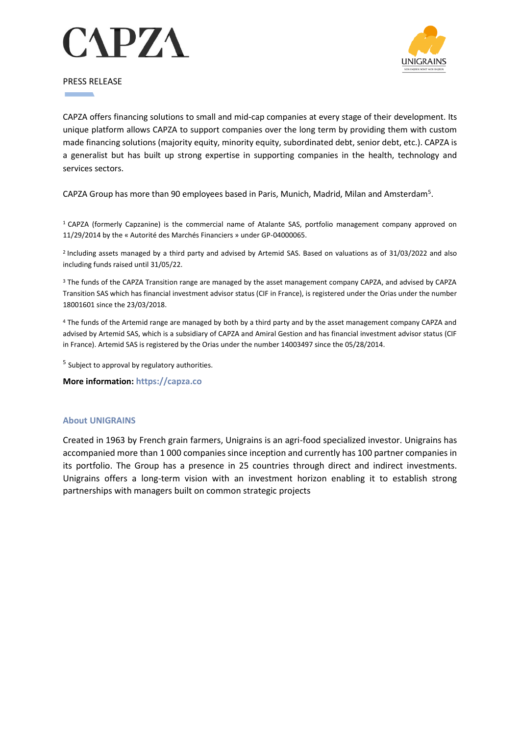PRESS RELEASE

CAPZA offers financing solutions to small and mid-cap companies at every stage of their development. Its unique platform allows CAPZA to support companies over the long term by providing them with custom made financing solutions (majority equity, minority equity, subordinated debt, senior debt, etc.). CAPZA is a generalist but has built up strong expertise in supporting companies in the health, technology and services sectors.

CAPZA Group has more than 90 employees based in Paris, Munich, Madrid, Milan and Amsterdam[5].

[1] CAPZA (formerly Capzanine) is the commercial name of Atalante SAS, portfolio management company approved on 11/29/2014 by the « Autorité des Marchés Financiers » under GP-04000065.

[2] Including assets managed by a third party and advised by Artemid SAS. Based on valuations as of 31/03/2022 and also including funds raised until 31/05/22.

[3] The funds of the CAPZA Transition range are managed by the asset management company CAPZA, and advised by CAPZA Transition SAS which has financial investment advisor status (CIF in France), is registered under the Orias under the number 18001601 since the 23/03/2018.

[4] The funds of the Artemid range are managed by both by a third party and by the asset management company CAPZA and advised by Artemid SAS, which is a subsidiary of CAPZA and Amiral Gestion and has financial investment advisor status (CIF in France). Artemid SAS is registered by the Orias under the number 14003497 since the 05/28/2014.

[5] Subject to approval by regulatory authorities.

**More information:** **https://capza.co**

## About UNIGRAINS

Created in 1963 by French grain farmers, Unigrains is an agri-food specialized investor. Unigrains has accompanied more than 1 000 companies since inception and currently has 100 partner companies in its portfolio. The Group has a presence in 25 countries through direct and indirect investments. Unigrains offers a long-term vision with an investment horizon enabling it to establish strong partnerships with managers built on common strategic projects